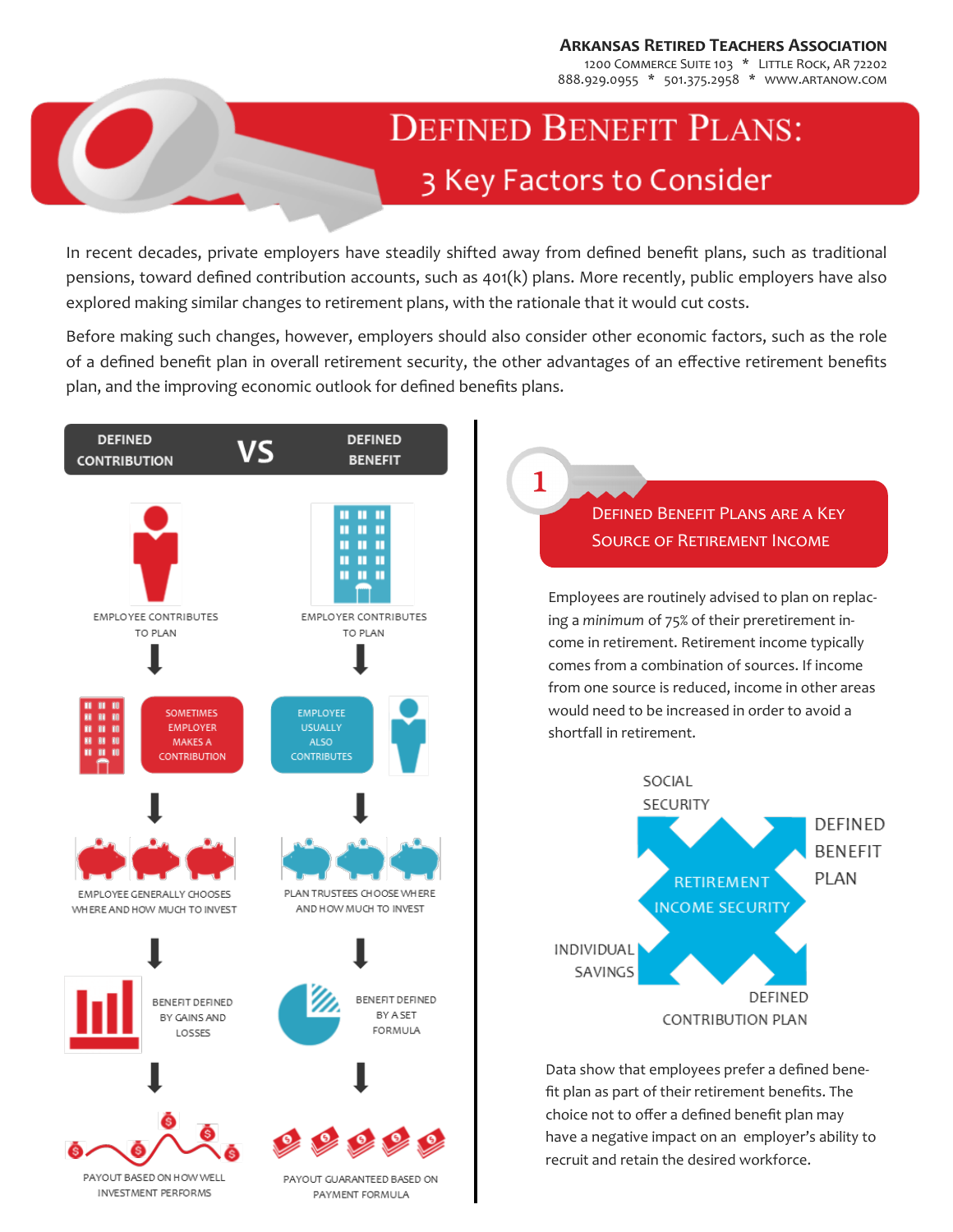**Arkansas Retired Teachers Association**
1200 Commerce Suite 103 * Little Rock, AR 72202
888.929.0955 * 501.375.2958 * www.artanow.com

# Defined Benefit Plans:
## 3 Key Factors to Consider

In recent decades, private employers have steadily shifted away from defined benefit plans, such as traditional pensions, toward defined contribution accounts, such as 401(k) plans. More recently, public employers have also explored making similar changes to retirement plans, with the rationale that it would cut costs.

Before making such changes, however, employers should also consider other economic factors, such as the role of a defined benefit plan in overall retirement security, the other advantages of an effective retirement benefits plan, and the improving economic outlook for defined benefits plans.

| Defined Contribution | VS | Defined Benefit |
| --- | --- | --- |
| Employee contributes to plan | | Employer contributes to plan |
| Sometimes employer makes a contribution | | Employee usually also contributes |
| Employee generally chooses where and how much to invest | | Plan trustees choose where and how much to invest |
| Benefit defined by gains and losses | | Benefit defined by a set formula |
| Payout based on how well investment performs | | Payout guaranteed based on payment formula |

## 1 Defined Benefit Plans Are a Key Source of Retirement Income

Employees are routinely advised to plan on replacing a *minimum* of 75% of their preretirement income in retirement. Retirement income typically comes from a combination of sources. If income from one source is reduced, income in other areas would need to be increased in order to avoid a shortfall in retirement.

Retirement Income Security: Social Security, Defined Benefit Plan, Individual Savings, Defined Contribution Plan

Data show that employees prefer a defined benefit plan as part of their retirement benefits. The choice not to offer a defined benefit plan may have a negative impact on an employer's ability to recruit and retain the desired workforce.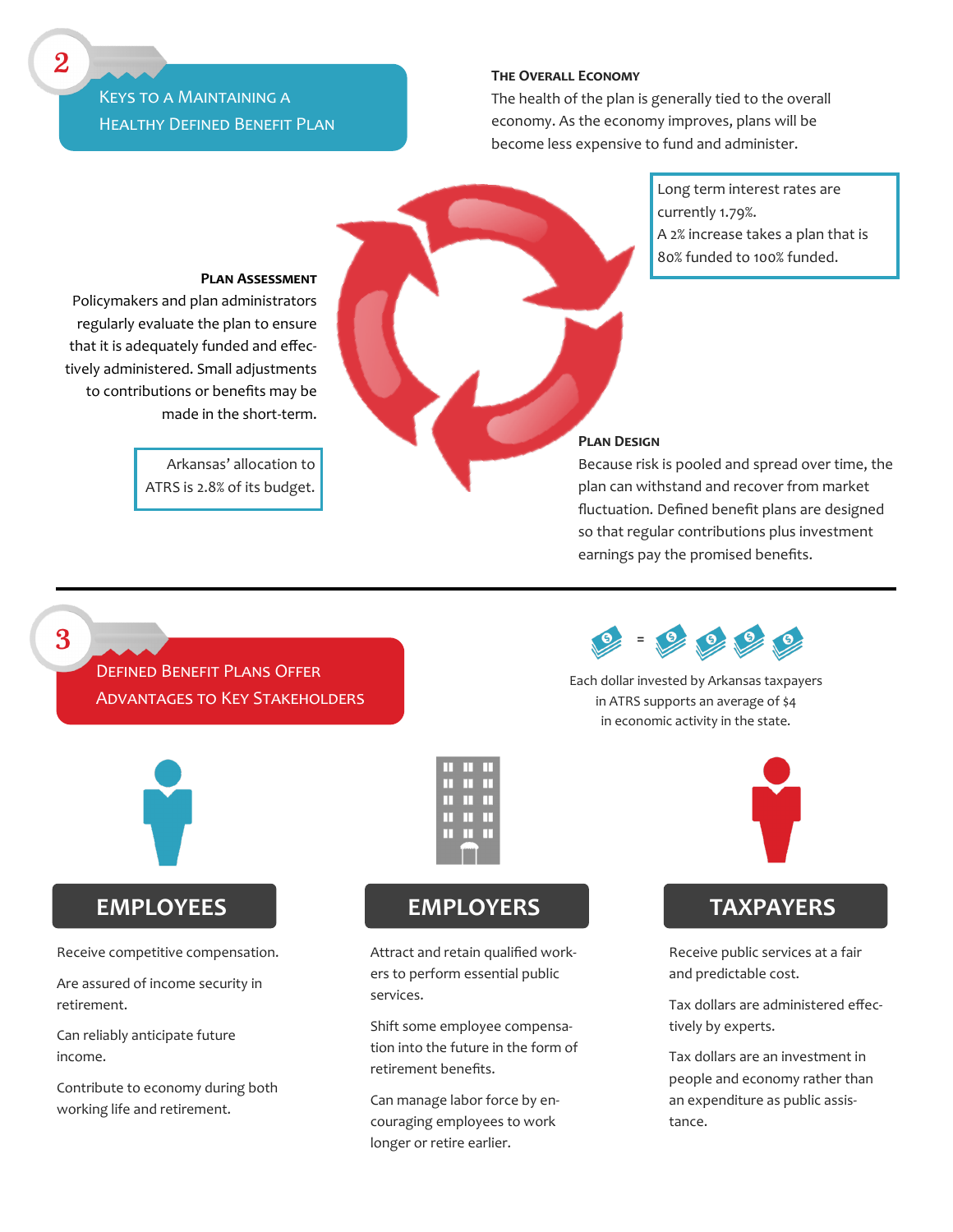## 2 Keys to a Maintaining a Healthy Defined Benefit Plan

### The Overall Economy

The health of the plan is generally tied to the overall economy. As the economy improves, plans will be become less expensive to fund and administer.

Long term interest rates are currently 1.79%.
A 2% increase takes a plan that is 80% funded to 100% funded.

### Plan Assessment

Policymakers and plan administrators regularly evaluate the plan to ensure that it is adequately funded and effectively administered. Small adjustments to contributions or benefits may be made in the short-term.

Arkansas' allocation to ATRS is 2.8% of its budget.

### Plan Design

Because risk is pooled and spread over time, the plan can withstand and recover from market fluctuation. Defined benefit plans are designed so that regular contributions plus investment earnings pay the promised benefits.

## 3 Defined Benefit Plans Offer Advantages to Key Stakeholders

Each dollar invested by Arkansas taxpayers in ATRS supports an average of $4 in economic activity in the state.

### EMPLOYEES

Receive competitive compensation.

Are assured of income security in retirement.

Can reliably anticipate future income.

Contribute to economy during both working life and retirement.

### EMPLOYERS

Attract and retain qualified workers to perform essential public services.

Shift some employee compensation into the future in the form of retirement benefits.

Can manage labor force by encouraging employees to work longer or retire earlier.

### TAXPAYERS

Receive public services at a fair and predictable cost.

Tax dollars are administered effectively by experts.

Tax dollars are an investment in people and economy rather than an expenditure as public assistance.